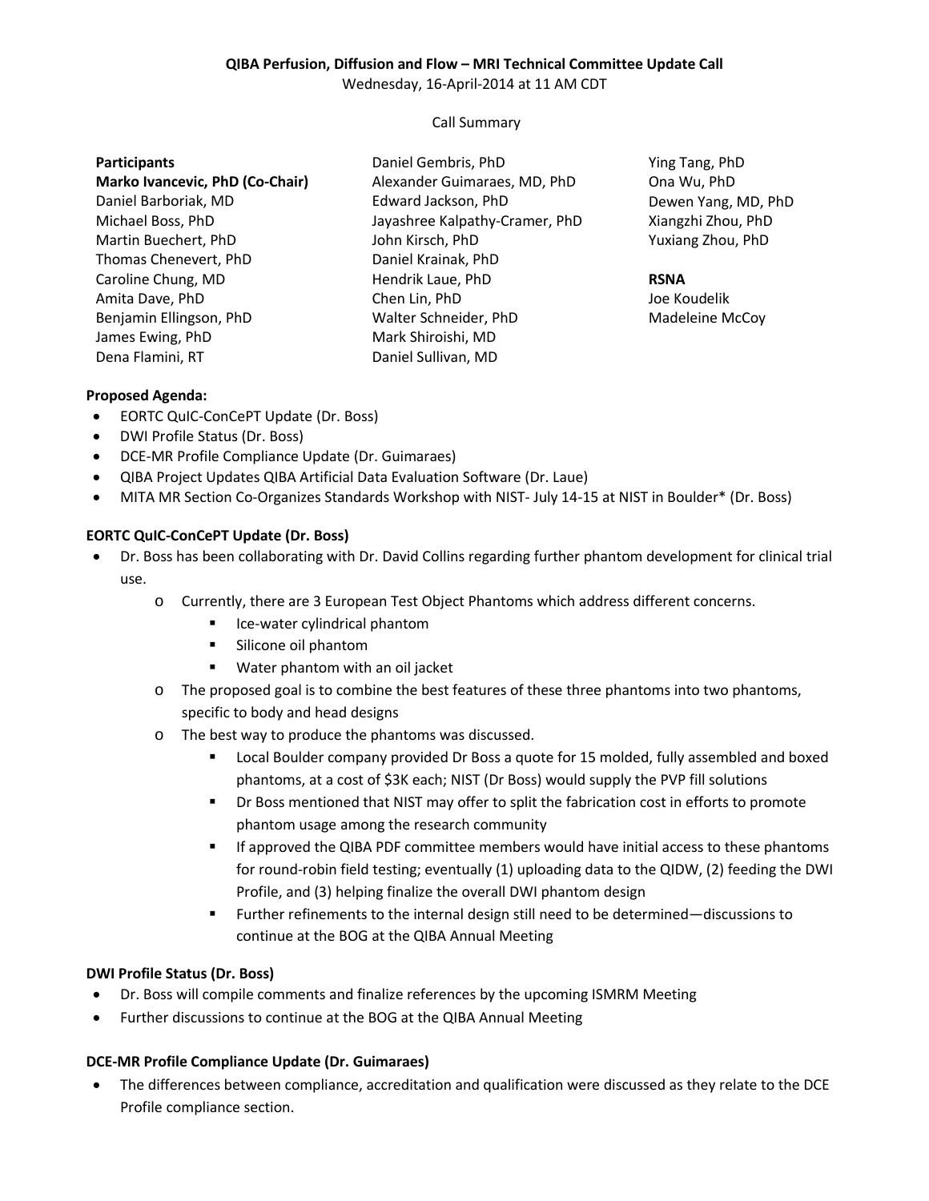**QIBA Perfusion, Diffusion and Flow – MRI Technical Committee Update Call**

Wednesday, 16-April-2014 at 11 AM CDT

Call Summary

**Participants**

**Marko Ivancevic, PhD (Co-Chair)**
Daniel Barboriak, MD
Michael Boss, PhD
Martin Buechert, PhD
Thomas Chenevert, PhD
Caroline Chung, MD
Amita Dave, PhD
Benjamin Ellingson, PhD
James Ewing, PhD
Dena Flamini, RT
Daniel Gembris, PhD
Alexander Guimaraes, MD, PhD
Edward Jackson, PhD
Jayashree Kalpathy-Cramer, PhD
John Kirsch, PhD
Daniel Krainak, PhD
Hendrik Laue, PhD
Chen Lin, PhD
Walter Schneider, PhD
Mark Shiroishi, MD
Daniel Sullivan, MD
Ying Tang, PhD
Ona Wu, PhD
Dewen Yang, MD, PhD
Xiangzhi Zhou, PhD
Yuxiang Zhou, PhD

**RSNA**
Joe Koudelik
Madeleine McCoy

**Proposed Agenda:**

- EORTC QuIC-ConCePT Update (Dr. Boss)
- DWI Profile Status (Dr. Boss)
- DCE-MR Profile Compliance Update (Dr. Guimaraes)
- QIBA Project Updates QIBA Artificial Data Evaluation Software (Dr. Laue)
- MITA MR Section Co-Organizes Standards Workshop with NIST- July 14-15 at NIST in Boulder* (Dr. Boss)

**EORTC QuIC-ConCePT Update (Dr. Boss)**

- Dr. Boss has been collaborating with Dr. David Collins regarding further phantom development for clinical trial use.
    - Currently, there are 3 European Test Object Phantoms which address different concerns.
        - Ice-water cylindrical phantom
        - Silicone oil phantom
        - Water phantom with an oil jacket
    - The proposed goal is to combine the best features of these three phantoms into two phantoms, specific to body and head designs
    - The best way to produce the phantoms was discussed.
        - Local Boulder company provided Dr Boss a quote for 15 molded, fully assembled and boxed phantoms, at a cost of $3K each; NIST (Dr Boss) would supply the PVP fill solutions
        - Dr Boss mentioned that NIST may offer to split the fabrication cost in efforts to promote phantom usage among the research community
        - If approved the QIBA PDF committee members would have initial access to these phantoms for round-robin field testing; eventually (1) uploading data to the QIDW, (2) feeding the DWI Profile, and (3) helping finalize the overall DWI phantom design
        - Further refinements to the internal design still need to be determined—discussions to continue at the BOG at the QIBA Annual Meeting

**DWI Profile Status (Dr. Boss)**

- Dr. Boss will compile comments and finalize references by the upcoming ISMRM Meeting
- Further discussions to continue at the BOG at the QIBA Annual Meeting

**DCE-MR Profile Compliance Update (Dr. Guimaraes)**

- The differences between compliance, accreditation and qualification were discussed as they relate to the DCE Profile compliance section.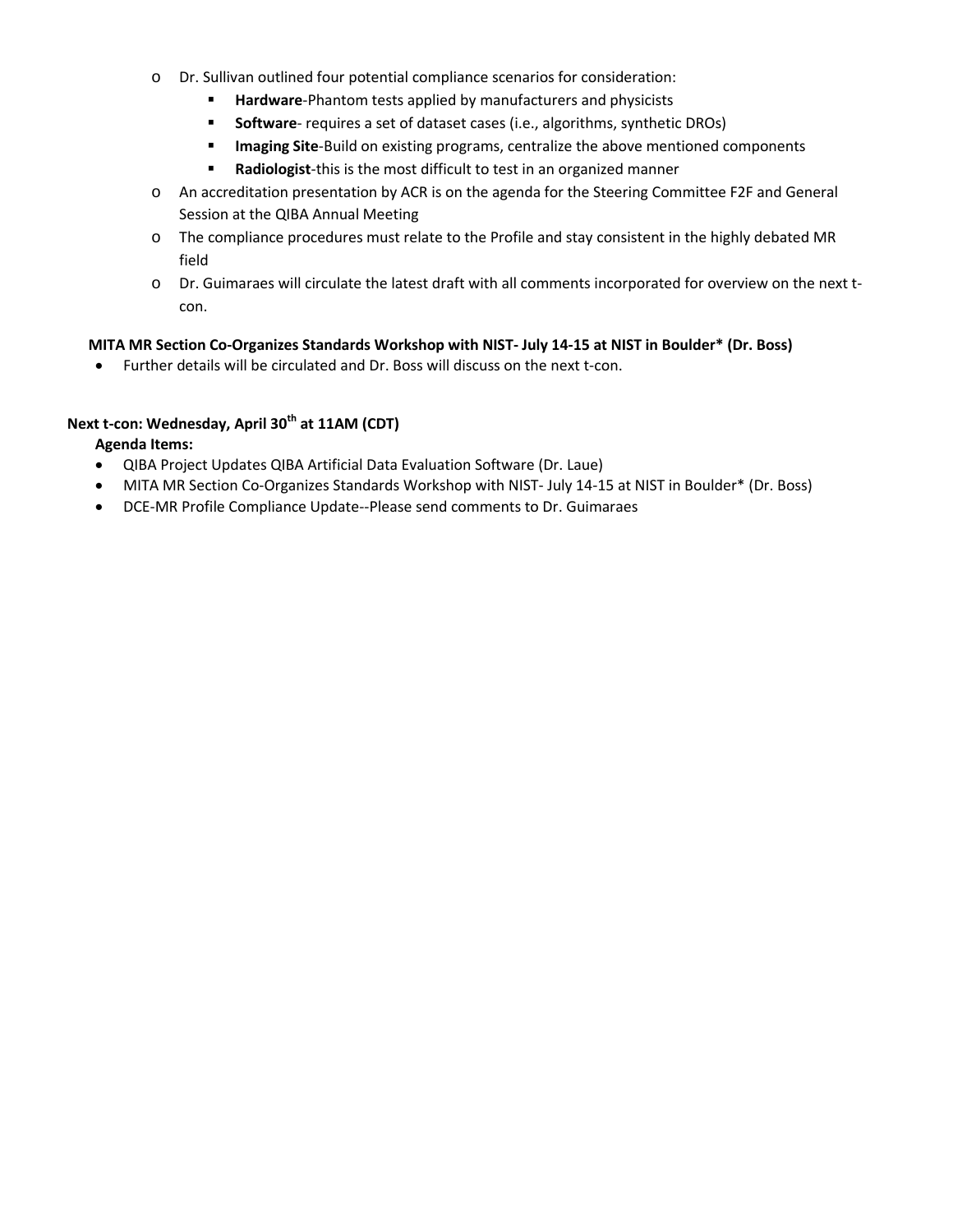- Dr. Sullivan outlined four potential compliance scenarios for consideration:
    - **Hardware**-Phantom tests applied by manufacturers and physicists
    - **Software**- requires a set of dataset cases (i.e., algorithms, synthetic DROs)
    - **Imaging Site**-Build on existing programs, centralize the above mentioned components
    - **Radiologist**-this is the most difficult to test in an organized manner
- An accreditation presentation by ACR is on the agenda for the Steering Committee F2F and General Session at the QIBA Annual Meeting
- The compliance procedures must relate to the Profile and stay consistent in the highly debated MR field
- Dr. Guimaraes will circulate the latest draft with all comments incorporated for overview on the next t-con.

**MITA MR Section Co-Organizes Standards Workshop with NIST- July 14-15 at NIST in Boulder* (Dr. Boss)**

- Further details will be circulated and Dr. Boss will discuss on the next t-con.

**Next t-con: Wednesday, April 30th at 11AM (CDT)**

**Agenda Items:**

- QIBA Project Updates QIBA Artificial Data Evaluation Software (Dr. Laue)
- MITA MR Section Co-Organizes Standards Workshop with NIST- July 14-15 at NIST in Boulder* (Dr. Boss)
- DCE-MR Profile Compliance Update--Please send comments to Dr. Guimaraes